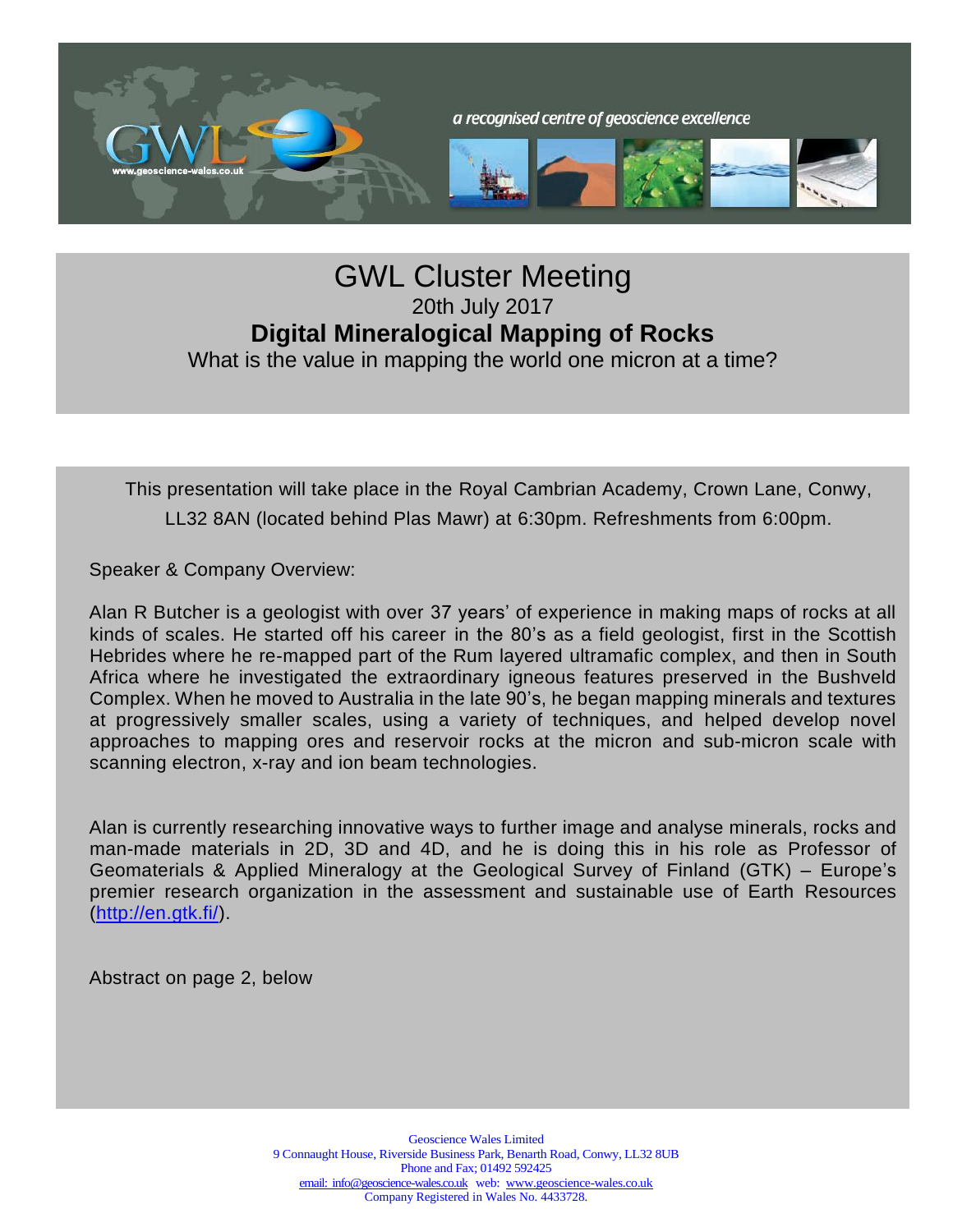a recognised centre of geoscience excellence

# GWL Cluster Meeting

20th July 2017

## Digital Mineralogical Mapping of Rocks

What is the value in mapping the world one micron at a time?

This presentation will take place in the Royal Cambrian Academy, Crown Lane, Conwy, LL32 8AN (located behind Plas Mawr) at 6:30pm. Refreshments from 6:00pm.

Speaker & Company Overview:

Alan R Butcher is a geologist with over 37 years' of experience in making maps of rocks at all kinds of scales. He started off his career in the 80's as a field geologist, first in the Scottish Hebrides where he re-mapped part of the Rum layered ultramafic complex, and then in South Africa where he investigated the extraordinary igneous features preserved in the Bushveld Complex. When he moved to Australia in the late 90's, he began mapping minerals and textures at progressively smaller scales, using a variety of techniques, and helped develop novel approaches to mapping ores and reservoir rocks at the micron and sub-micron scale with scanning electron, x-ray and ion beam technologies.

Alan is currently researching innovative ways to further image and analyse minerals, rocks and man-made materials in 2D, 3D and 4D, and he is doing this in his role as Professor of Geomaterials & Applied Mineralogy at the Geological Survey of Finland (GTK) – Europe's premier research organization in the assessment and sustainable use of Earth Resources (http://en.gtk.fi/).

Abstract on page 2, below

Geoscience Wales Limited
9 Connaught House, Riverside Business Park, Benarth Road, Conwy, LL32 8UB
Phone and Fax; 01492 592425
email: info@geoscience-wales.co.uk web: www.geoscience-wales.co.uk
Company Registered in Wales No. 4433728.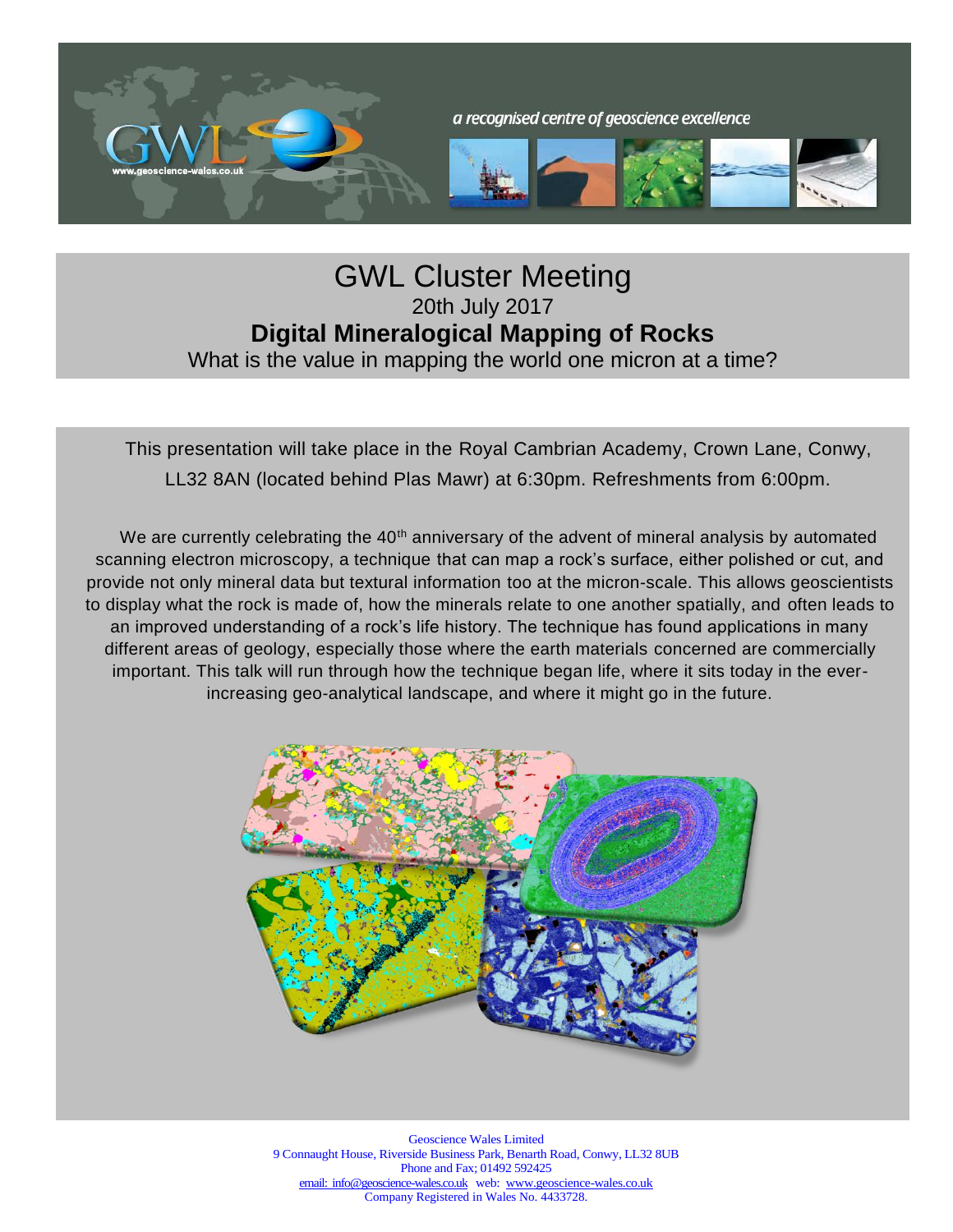*a recognised centre of geoscience excellence*

www.geoscience-wales.co.uk

# GWL Cluster Meeting

20th July 2017

## Digital Mineralogical Mapping of Rocks

What is the value in mapping the world one micron at a time?

This presentation will take place in the Royal Cambrian Academy, Crown Lane, Conwy, LL32 8AN (located behind Plas Mawr) at 6:30pm. Refreshments from 6:00pm.

We are currently celebrating the 40th anniversary of the advent of mineral analysis by automated scanning electron microscopy, a technique that can map a rock's surface, either polished or cut, and provide not only mineral data but textural information too at the micron-scale. This allows geoscientists to display what the rock is made of, how the minerals relate to one another spatially, and often leads to an improved understanding of a rock's life history. The technique has found applications in many different areas of geology, especially those where the earth materials concerned are commercially important. This talk will run through how the technique began life, where it sits today in the ever-increasing geo-analytical landscape, and where it might go in the future.

Geoscience Wales Limited
9 Connaught House, Riverside Business Park, Benarth Road, Conwy, LL32 8UB
Phone and Fax; 01492 592425
email: info@geoscience-wales.co.uk web: www.geoscience-wales.co.uk
Company Registered in Wales No. 4433728.